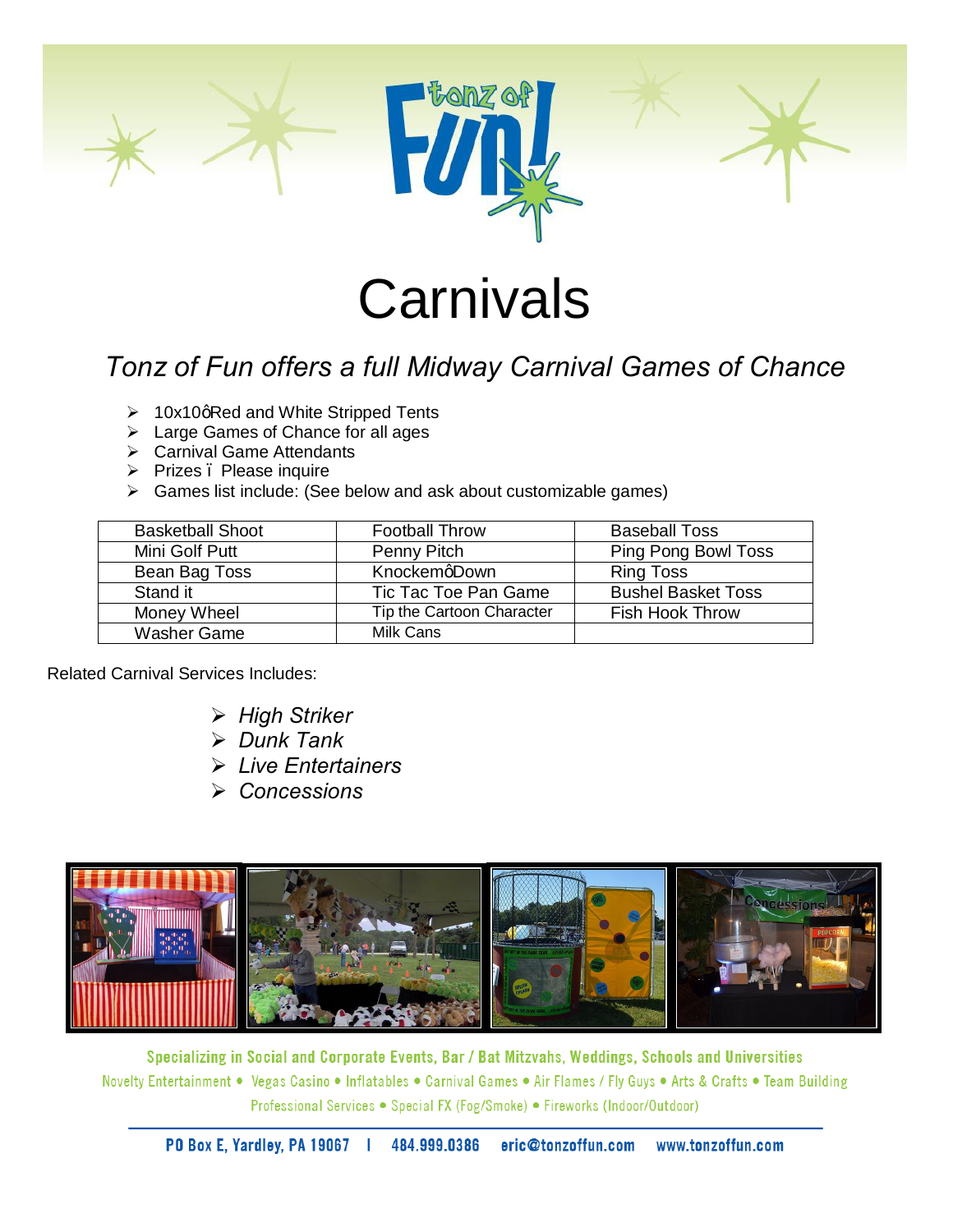# Carnivals

## *Tonz of Fun offers a full Midway Carnival Games of Chance*

- 10x10ôRed and White Stripped Tents
- Large Games of Chance for all ages
- Carnival Game Attendants
- Prizes ï Please inquire
- Games list include: (See below and ask about customizable games)

| Basketball Shoot | Football Throw | Baseball Toss |
|---|---|---|
| Mini Golf Putt | Penny Pitch | Ping Pong Bowl Toss |
| Bean Bag Toss | KnockemôDown | Ring Toss |
| Stand it | Tic Tac Toe Pan Game | Bushel Basket Toss |
| Money Wheel | Tip the Cartoon Character | Fish Hook Throw |
| Washer Game | Milk Cans | |

Related Carnival Services Includes:

- *High Striker*
- *Dunk Tank*
- *Live Entertainers*
- *Concessions*

Specializing in Social and Corporate Events, Bar / Bat Mitzvahs, Weddings, Schools and Universities

Novelty Entertainment • Vegas Casino • Inflatables • Carnival Games • Air Flames / Fly Guys • Arts & Crafts • Team Building

Professional Services • Special FX (Fog/Smoke) • Fireworks (Indoor/Outdoor)

PO Box E, Yardley, PA 19067 | 484.999.0386 eric@tonzoffun.com www.tonzoffun.com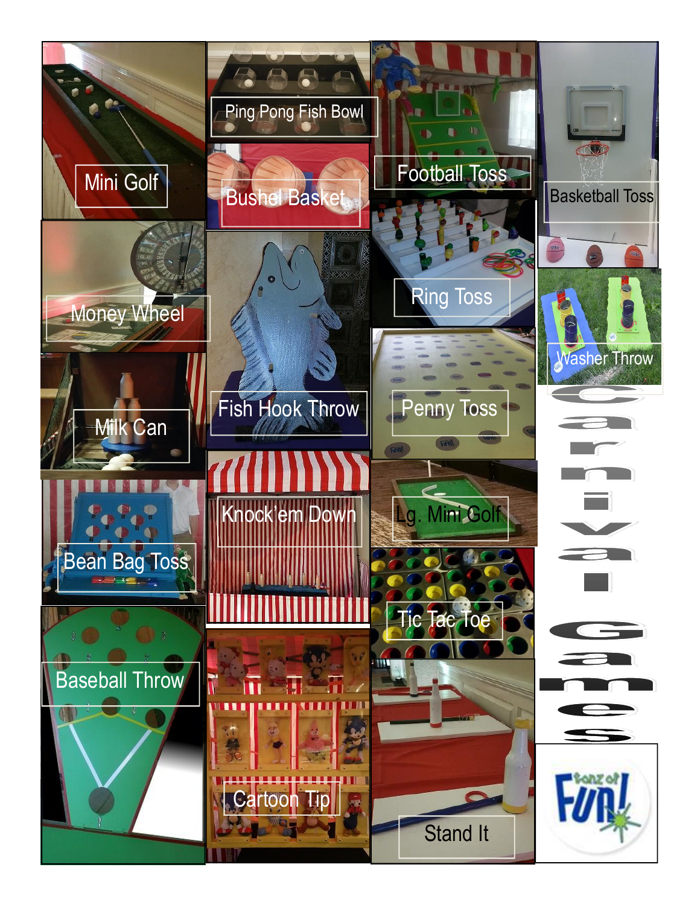# Carnival Games

Mini Golf

Ping Pong Fish Bowl

Bushel Basket

Football Toss

Basketball Toss

Money Wheel

Fish Hook Throw

Ring Toss

Washer Throw

Milk Can

Penny Toss

Bean Bag Toss

Knock'em Down

Lg. Mini Golf

Tic Tac Toe

Baseball Throw

Cartoon Tip

Stand It

Tonz of Fun!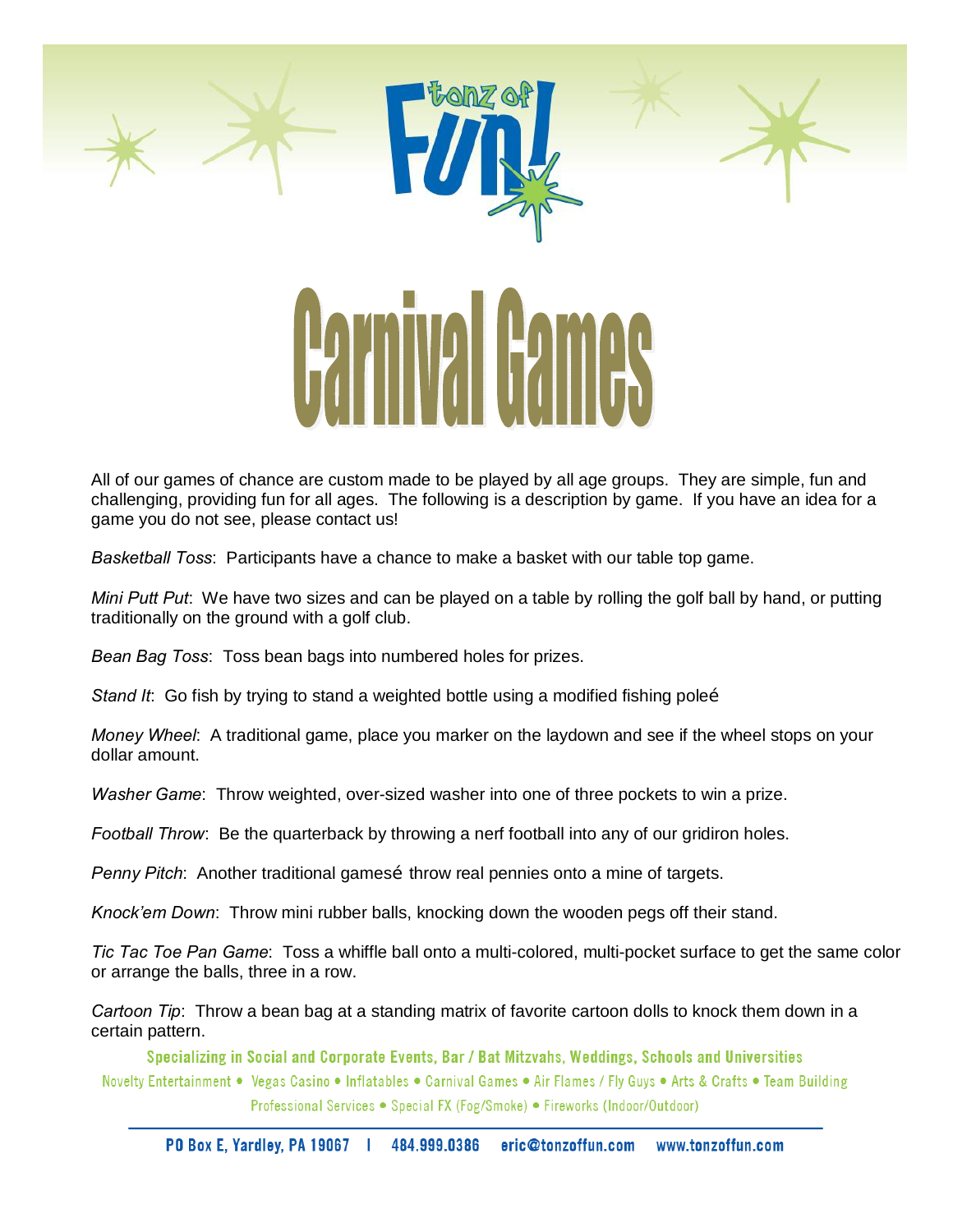# Carnival Games

All of our games of chance are custom made to be played by all age groups. They are simple, fun and challenging, providing fun for all ages. The following is a description by game. If you have an idea for a game you do not see, please contact us!

*Basketball Toss*: Participants have a chance to make a basket with our table top game.

*Mini Putt Put*: We have two sizes and can be played on a table by rolling the golf ball by hand, or putting traditionally on the ground with a golf club.

*Bean Bag Toss*: Toss bean bags into numbered holes for prizes.

*Stand It*: Go fish by trying to stand a weighted bottle using a modified fishing poleé

*Money Wheel*: A traditional game, place you marker on the laydown and see if the wheel stops on your dollar amount.

*Washer Game*: Throw weighted, over-sized washer into one of three pockets to win a prize.

*Football Throw*: Be the quarterback by throwing a nerf football into any of our gridiron holes.

*Penny Pitch*: Another traditional gamesé throw real pennies onto a mine of targets.

*Knock'em Down*: Throw mini rubber balls, knocking down the wooden pegs off their stand.

*Tic Tac Toe Pan Game*: Toss a whiffle ball onto a multi-colored, multi-pocket surface to get the same color or arrange the balls, three in a row.

*Cartoon Tip*: Throw a bean bag at a standing matrix of favorite cartoon dolls to knock them down in a certain pattern.

**Specializing in Social and Corporate Events, Bar / Bat Mitzvahs, Weddings, Schools and Universities**

Novelty Entertainment • Vegas Casino • Inflatables • Carnival Games • Air Flames / Fly Guys • Arts & Crafts • Team Building
Professional Services • Special FX (Fog/Smoke) • Fireworks (Indoor/Outdoor)

PO Box E, Yardley, PA 19067 | 484.999.0386 eric@tonzoffun.com www.tonzoffun.com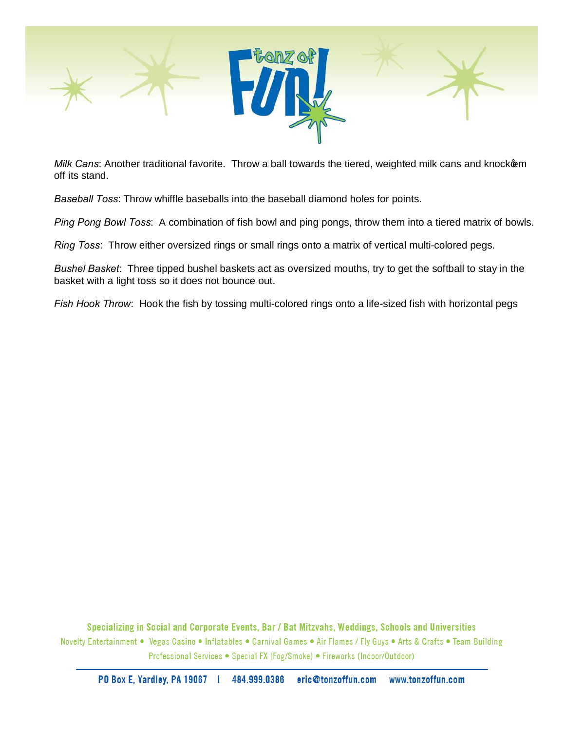*Milk Cans*: Another traditional favorite. Throw a ball towards the tiered, weighted milk cans and knock êem off its stand.

*Baseball Toss*: Throw whiffle baseballs into the baseball diamond holes for points.

*Ping Pong Bowl Toss*: A combination of fish bowl and ping pongs, throw them into a tiered matrix of bowls.

*Ring Toss*: Throw either oversized rings or small rings onto a matrix of vertical multi-colored pegs.

*Bushel Basket*: Three tipped bushel baskets act as oversized mouths, try to get the softball to stay in the basket with a light toss so it does not bounce out.

*Fish Hook Throw*: Hook the fish by tossing multi-colored rings onto a life-sized fish with horizontal pegs